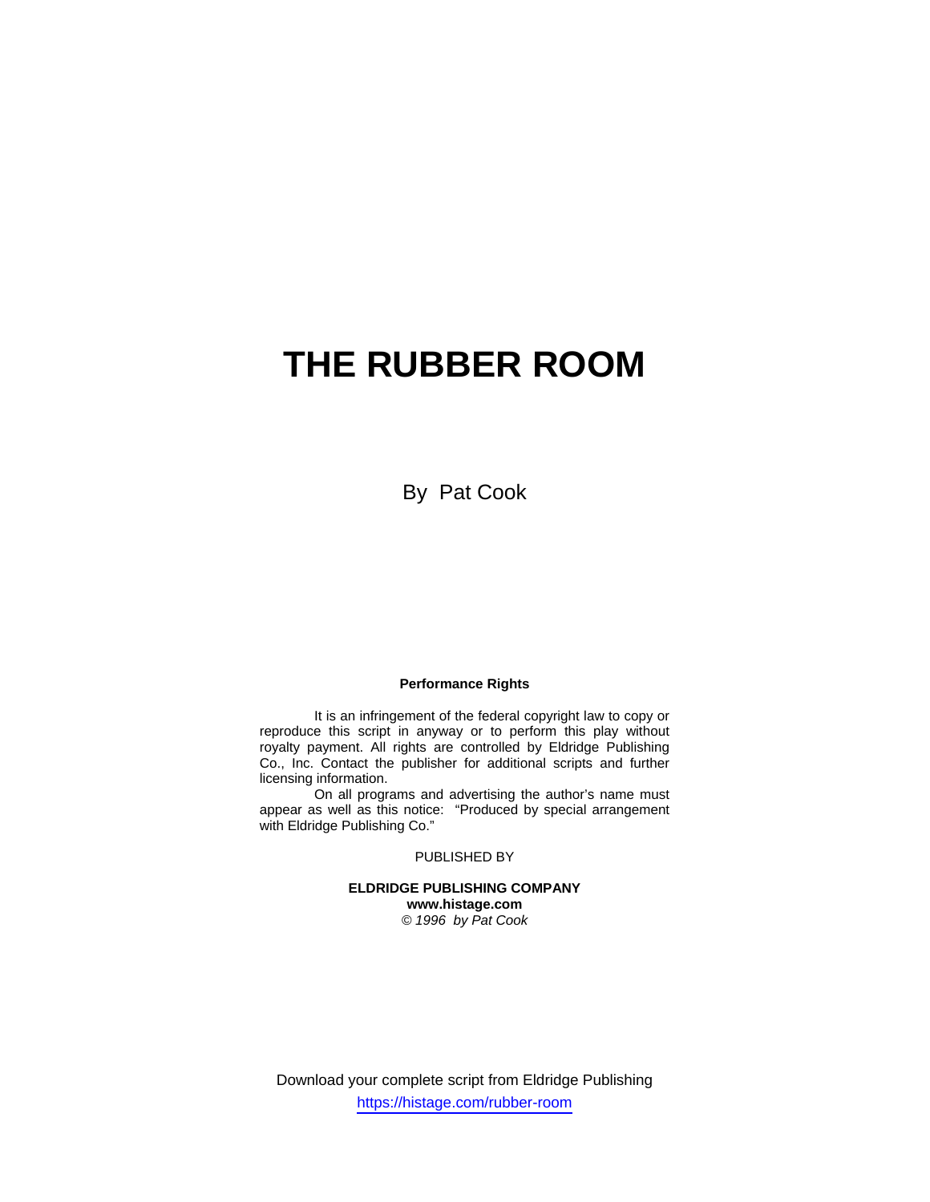# THE RUBBER ROOM

By Pat Cook

**Performance Rights**

It is an infringement of the federal copyright law to copy or reproduce this script in anyway or to perform this play without royalty payment. All rights are controlled by Eldridge Publishing Co., Inc. Contact the publisher for additional scripts and further licensing information.

On all programs and advertising the author's name must appear as well as this notice: "Produced by special arrangement with Eldridge Publishing Co."

PUBLISHED BY

**ELDRIDGE PUBLISHING COMPANY**
**www.histage.com**
*© 1996 by Pat Cook*

Download your complete script from Eldridge Publishing
https://histage.com/rubber-room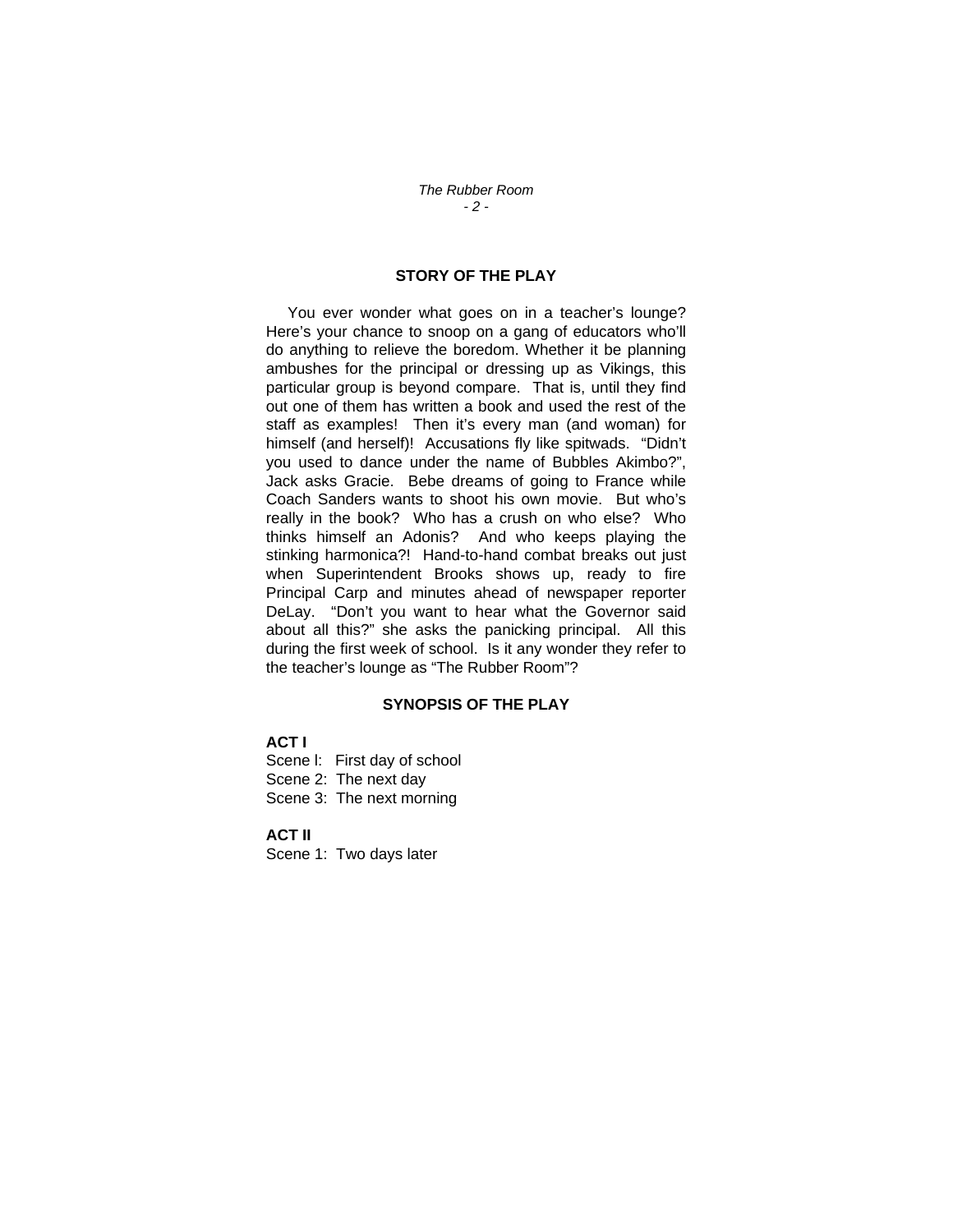## STORY OF THE PLAY

You ever wonder what goes on in a teacher's lounge? Here's your chance to snoop on a gang of educators who'll do anything to relieve the boredom. Whether it be planning ambushes for the principal or dressing up as Vikings, this particular group is beyond compare. That is, until they find out one of them has written a book and used the rest of the staff as examples! Then it's every man (and woman) for himself (and herself)! Accusations fly like spitwads. "Didn't you used to dance under the name of Bubbles Akimbo?", Jack asks Gracie. Bebe dreams of going to France while Coach Sanders wants to shoot his own movie. But who's really in the book? Who has a crush on who else? Who thinks himself an Adonis? And who keeps playing the stinking harmonica?! Hand-to-hand combat breaks out just when Superintendent Brooks shows up, ready to fire Principal Carp and minutes ahead of newspaper reporter DeLay. "Don't you want to hear what the Governor said about all this?" she asks the panicking principal. All this during the first week of school. Is it any wonder they refer to the teacher's lounge as "The Rubber Room"?

## SYNOPSIS OF THE PLAY

**ACT I**

Scene l: First day of school
Scene 2: The next day
Scene 3: The next morning

**ACT II**

Scene 1: Two days later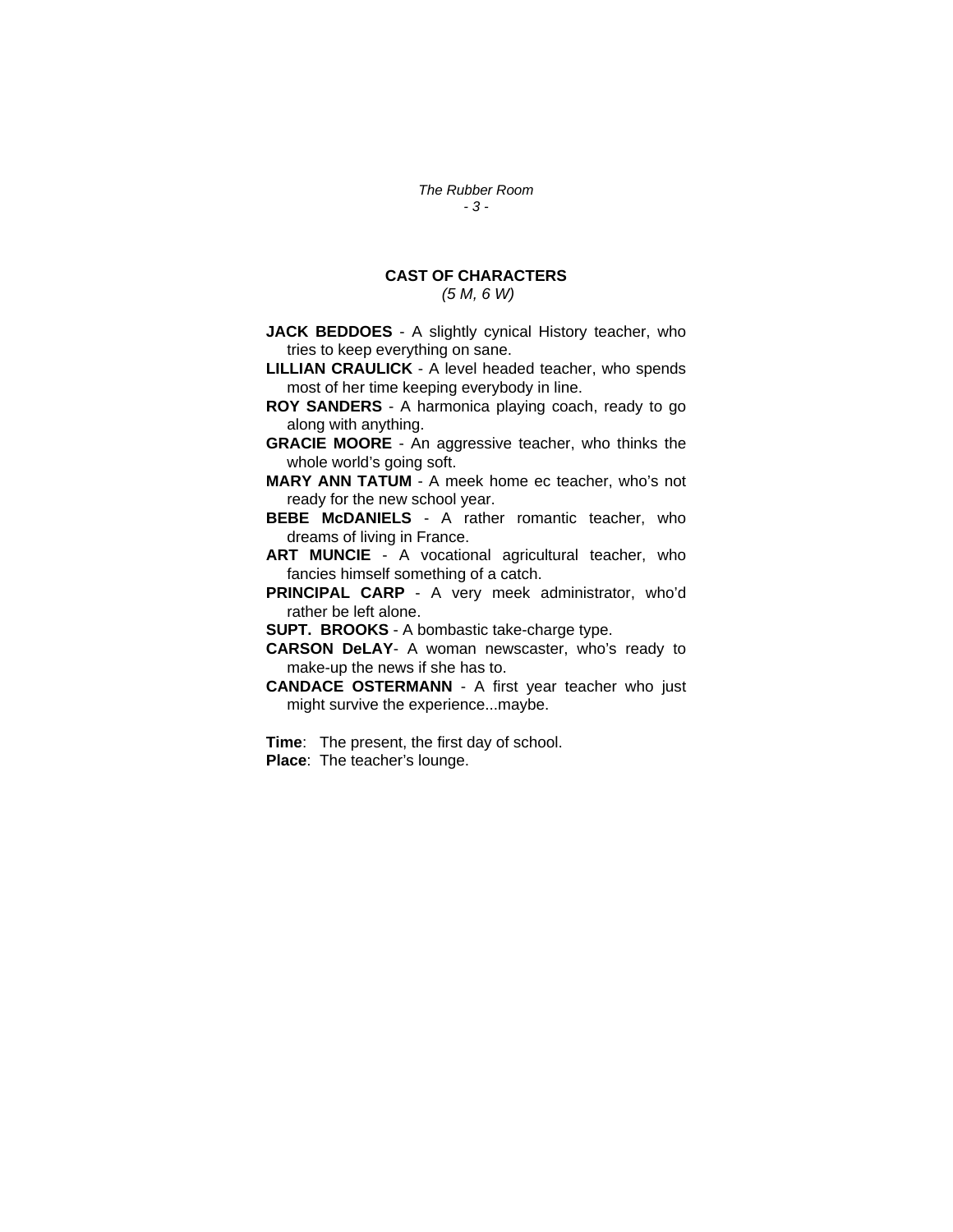## CAST OF CHARACTERS

*(5 M, 6 W)*

**JACK BEDDOES** - A slightly cynical History teacher, who tries to keep everything on sane.

**LILLIAN CRAULICK** - A level headed teacher, who spends most of her time keeping everybody in line.

**ROY SANDERS** - A harmonica playing coach, ready to go along with anything.

**GRACIE MOORE** - An aggressive teacher, who thinks the whole world's going soft.

**MARY ANN TATUM** - A meek home ec teacher, who's not ready for the new school year.

**BEBE McDANIELS** - A rather romantic teacher, who dreams of living in France.

**ART MUNCIE** - A vocational agricultural teacher, who fancies himself something of a catch.

**PRINCIPAL CARP** - A very meek administrator, who'd rather be left alone.

**SUPT. BROOKS** - A bombastic take-charge type.

**CARSON DeLAY**- A woman newscaster, who's ready to make-up the news if she has to.

**CANDACE OSTERMANN** - A first year teacher who just might survive the experience...maybe.

**Time**: The present, the first day of school.

**Place**: The teacher's lounge.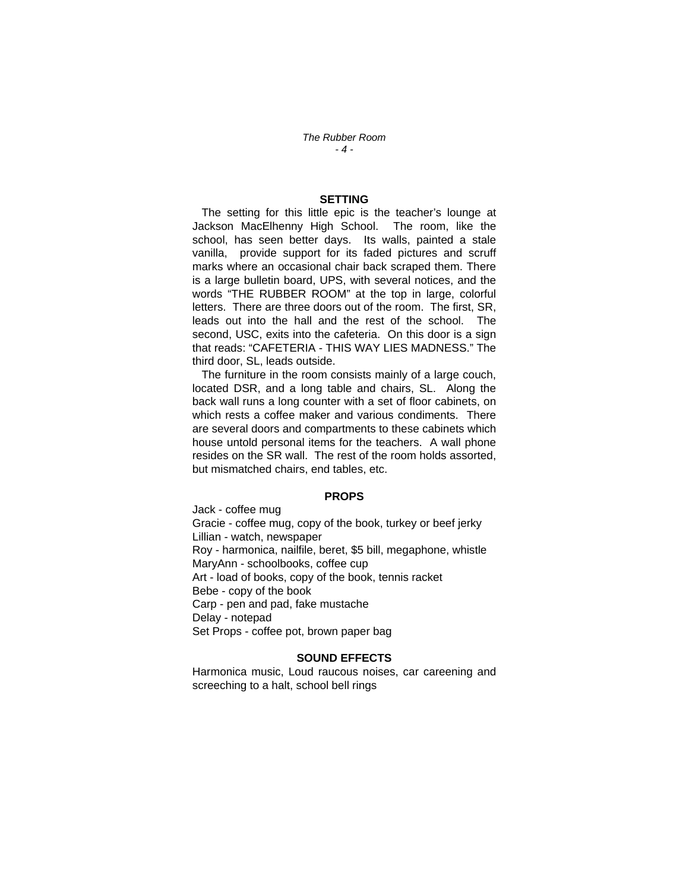## SETTING

The setting for this little epic is the teacher's lounge at Jackson MacElhenny High School. The room, like the school, has seen better days. Its walls, painted a stale vanilla, provide support for its faded pictures and scruff marks where an occasional chair back scraped them. There is a large bulletin board, UPS, with several notices, and the words "THE RUBBER ROOM" at the top in large, colorful letters. There are three doors out of the room. The first, SR, leads out into the hall and the rest of the school. The second, USC, exits into the cafeteria. On this door is a sign that reads: "CAFETERIA - THIS WAY LIES MADNESS." The third door, SL, leads outside.

The furniture in the room consists mainly of a large couch, located DSR, and a long table and chairs, SL. Along the back wall runs a long counter with a set of floor cabinets, on which rests a coffee maker and various condiments. There are several doors and compartments to these cabinets which house untold personal items for the teachers. A wall phone resides on the SR wall. The rest of the room holds assorted, but mismatched chairs, end tables, etc.

## PROPS

Jack - coffee mug
Gracie - coffee mug, copy of the book, turkey or beef jerky
Lillian - watch, newspaper
Roy - harmonica, nailfile, beret, $5 bill, megaphone, whistle
MaryAnn - schoolbooks, coffee cup
Art - load of books, copy of the book, tennis racket
Bebe - copy of the book
Carp - pen and pad, fake mustache
Delay - notepad
Set Props - coffee pot, brown paper bag

## SOUND EFFECTS

Harmonica music, Loud raucous noises, car careening and screeching to a halt, school bell rings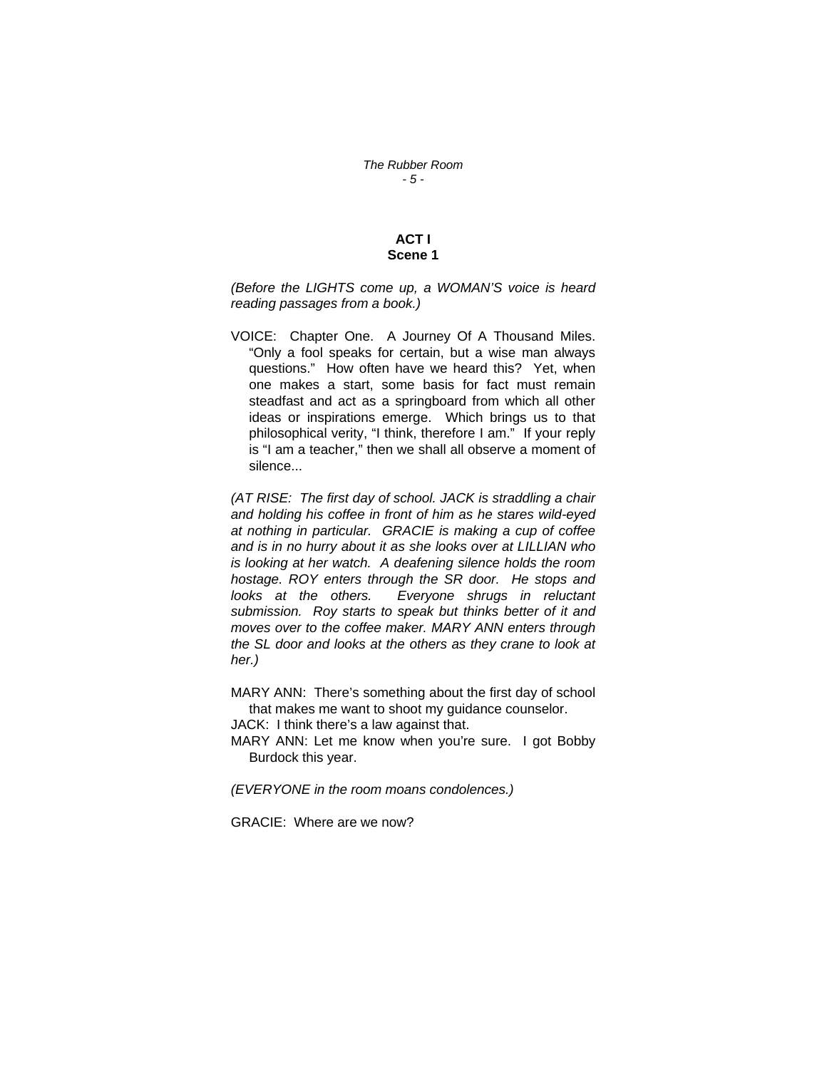**ACT I**
**Scene 1**

*(Before the LIGHTS come up, a WOMAN'S voice is heard reading passages from a book.)*

VOICE: Chapter One. A Journey Of A Thousand Miles. "Only a fool speaks for certain, but a wise man always questions." How often have we heard this? Yet, when one makes a start, some basis for fact must remain steadfast and act as a springboard from which all other ideas or inspirations emerge. Which brings us to that philosophical verity, "I think, therefore I am." If your reply is "I am a teacher," then we shall all observe a moment of silence...

*(AT RISE: The first day of school. JACK is straddling a chair and holding his coffee in front of him as he stares wild-eyed at nothing in particular. GRACIE is making a cup of coffee and is in no hurry about it as she looks over at LILLIAN who is looking at her watch. A deafening silence holds the room hostage. ROY enters through the SR door. He stops and looks at the others. Everyone shrugs in reluctant submission. Roy starts to speak but thinks better of it and moves over to the coffee maker. MARY ANN enters through the SL door and looks at the others as they crane to look at her.)*

MARY ANN: There's something about the first day of school that makes me want to shoot my guidance counselor.

JACK: I think there's a law against that.

MARY ANN: Let me know when you're sure. I got Bobby Burdock this year.

*(EVERYONE in the room moans condolences.)*

GRACIE: Where are we now?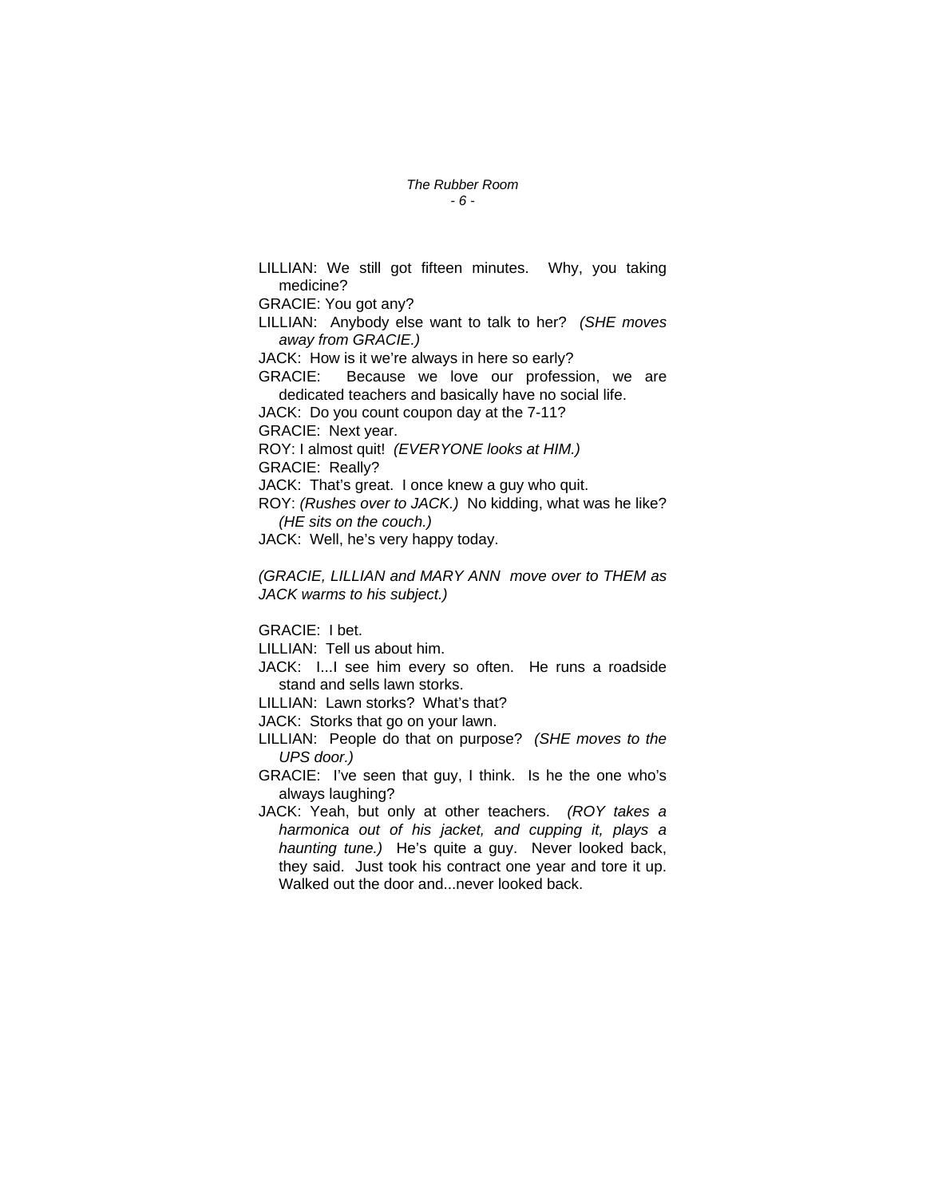LILLIAN: We still got fifteen minutes. Why, you taking medicine?

GRACIE: You got any?

LILLIAN: Anybody else want to talk to her? *(SHE moves away from GRACIE.)*

JACK: How is it we're always in here so early?

GRACIE: Because we love our profession, we are dedicated teachers and basically have no social life.

JACK: Do you count coupon day at the 7-11?

GRACIE: Next year.

ROY: I almost quit! *(EVERYONE looks at HIM.)*

GRACIE: Really?

JACK: That's great. I once knew a guy who quit.

ROY: *(Rushes over to JACK.)* No kidding, what was he like? *(HE sits on the couch.)*

JACK: Well, he's very happy today.

*(GRACIE, LILLIAN and MARY ANN move over to THEM as JACK warms to his subject.)*

GRACIE: I bet.

LILLIAN: Tell us about him.

JACK: I...I see him every so often. He runs a roadside stand and sells lawn storks.

LILLIAN: Lawn storks? What's that?

JACK: Storks that go on your lawn.

LILLIAN: People do that on purpose? *(SHE moves to the UPS door.)*

GRACIE: I've seen that guy, I think. Is he the one who's always laughing?

JACK: Yeah, but only at other teachers. *(ROY takes a harmonica out of his jacket, and cupping it, plays a haunting tune.)* He's quite a guy. Never looked back, they said. Just took his contract one year and tore it up. Walked out the door and...never looked back.